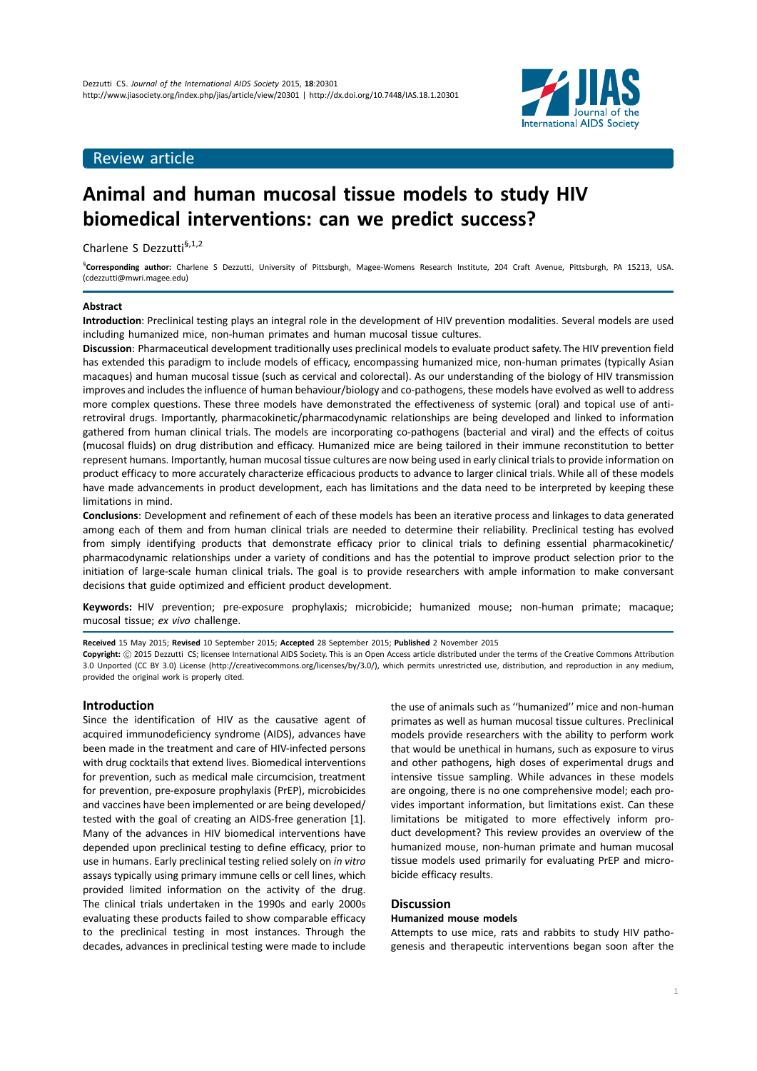Review article

# Animal and human mucosal tissue models to study HIV biomedical interventions: can we predict success?

Charlene S Dezzutti[§,1,2]

[§]**Corresponding author:** Charlene S Dezzutti, University of Pittsburgh, Magee-Womens Research Institute, 204 Craft Avenue, Pittsburgh, PA 15213, USA. (cdezzutti@mwri.magee.edu)

## Abstract

**Introduction**: Preclinical testing plays an integral role in the development of HIV prevention modalities. Several models are used including humanized mice, non-human primates and human mucosal tissue cultures.

**Discussion**: Pharmaceutical development traditionally uses preclinical models to evaluate product safety. The HIV prevention field has extended this paradigm to include models of efficacy, encompassing humanized mice, non-human primates (typically Asian macaques) and human mucosal tissue (such as cervical and colorectal). As our understanding of the biology of HIV transmission improves and includes the influence of human behaviour/biology and co-pathogens, these models have evolved as well to address more complex questions. These three models have demonstrated the effectiveness of systemic (oral) and topical use of antiretroviral drugs. Importantly, pharmacokinetic/pharmacodynamic relationships are being developed and linked to information gathered from human clinical trials. The models are incorporating co-pathogens (bacterial and viral) and the effects of coitus (mucosal fluids) on drug distribution and efficacy. Humanized mice are being tailored in their immune reconstitution to better represent humans. Importantly, human mucosal tissue cultures are now being used in early clinical trials to provide information on product efficacy to more accurately characterize efficacious products to advance to larger clinical trials. While all of these models have made advancements in product development, each has limitations and the data need to be interpreted by keeping these limitations in mind.

**Conclusions**: Development and refinement of each of these models has been an iterative process and linkages to data generated among each of them and from human clinical trials are needed to determine their reliability. Preclinical testing has evolved from simply identifying products that demonstrate efficacy prior to clinical trials to defining essential pharmacokinetic/pharmacodynamic relationships under a variety of conditions and has the potential to improve product selection prior to the initiation of large-scale human clinical trials. The goal is to provide researchers with ample information to make conversant decisions that guide optimized and efficient product development.

**Keywords:** HIV prevention; pre-exposure prophylaxis; microbicide; humanized mouse; non-human primate; macaque; mucosal tissue; *ex vivo* challenge.

**Received** 15 May 2015; **Revised** 10 September 2015; **Accepted** 28 September 2015; **Published** 2 November 2015

**Copyright:** © 2015 Dezzutti CS; licensee International AIDS Society. This is an Open Access article distributed under the terms of the Creative Commons Attribution 3.0 Unported (CC BY 3.0) License (http://creativecommons.org/licenses/by/3.0/), which permits unrestricted use, distribution, and reproduction in any medium, provided the original work is properly cited.

## Introduction

Since the identification of HIV as the causative agent of acquired immunodeficiency syndrome (AIDS), advances have been made in the treatment and care of HIV-infected persons with drug cocktails that extend lives. Biomedical interventions for prevention, such as medical male circumcision, treatment for prevention, pre-exposure prophylaxis (PrEP), microbicides and vaccines have been implemented or are being developed/tested with the goal of creating an AIDS-free generation [1]. Many of the advances in HIV biomedical interventions have depended upon preclinical testing to define efficacy, prior to use in humans. Early preclinical testing relied solely on *in vitro* assays typically using primary immune cells or cell lines, which provided limited information on the activity of the drug. The clinical trials undertaken in the 1990s and early 2000s evaluating these products failed to show comparable efficacy to the preclinical testing in most instances. Through the decades, advances in preclinical testing were made to include the use of animals such as "humanized" mice and non-human primates as well as human mucosal tissue cultures. Preclinical models provide researchers with the ability to perform work that would be unethical in humans, such as exposure to virus and other pathogens, high doses of experimental drugs and intensive tissue sampling. While advances in these models are ongoing, there is no one comprehensive model; each provides important information, but limitations exist. Can these limitations be mitigated to more effectively inform product development? This review provides an overview of the humanized mouse, non-human primate and human mucosal tissue models used primarily for evaluating PrEP and microbicide efficacy results.

## Discussion

### Humanized mouse models

Attempts to use mice, rats and rabbits to study HIV pathogenesis and therapeutic interventions began soon after the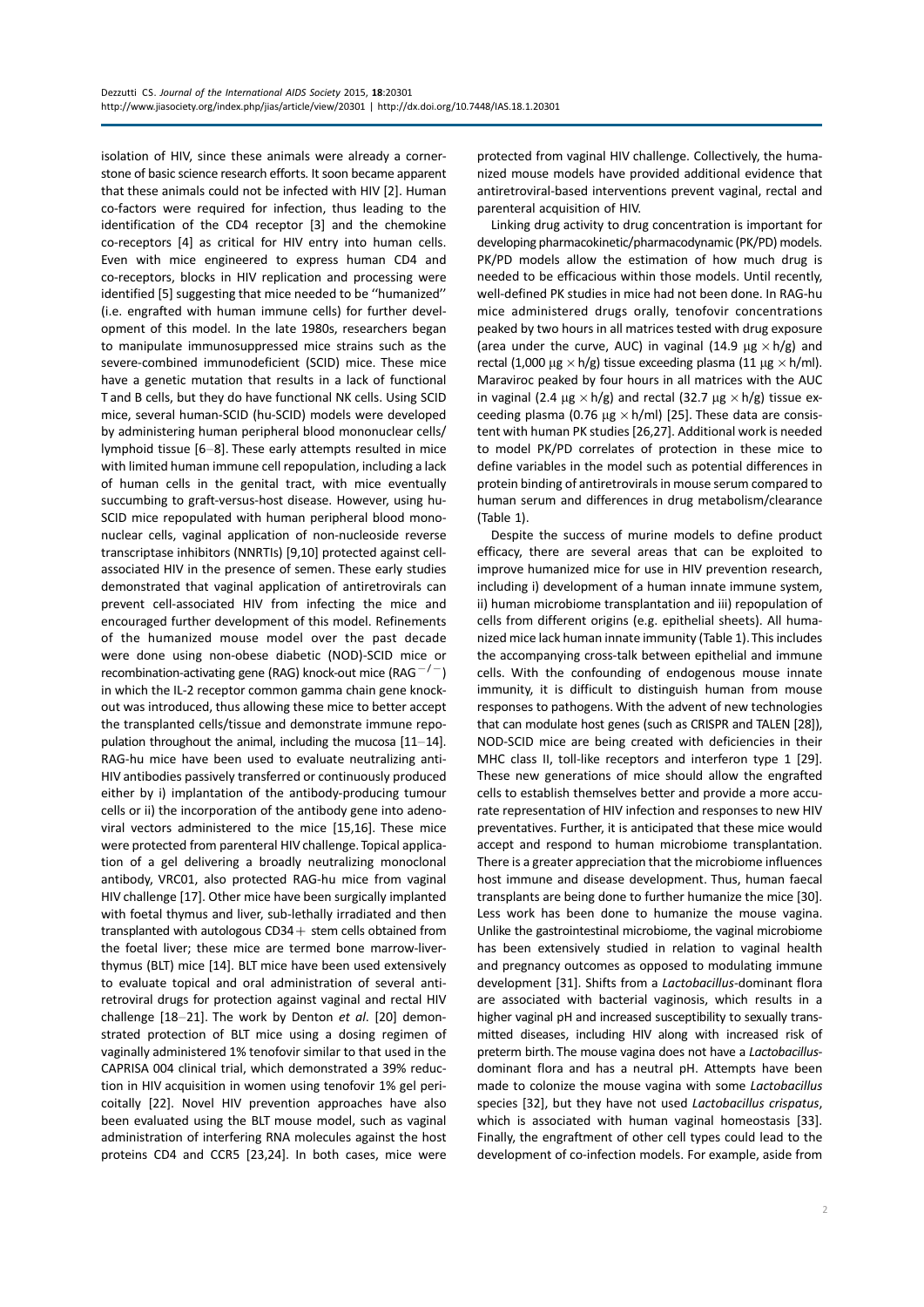isolation of HIV, since these animals were already a cornerstone of basic science research efforts. It soon became apparent that these animals could not be infected with HIV [2]. Human co-factors were required for infection, thus leading to the identification of the CD4 receptor [3] and the chemokine co-receptors [4] as critical for HIV entry into human cells. Even with mice engineered to express human CD4 and co-receptors, blocks in HIV replication and processing were identified [5] suggesting that mice needed to be ''humanized'' (i.e. engrafted with human immune cells) for further development of this model. In the late 1980s, researchers began to manipulate immunosuppressed mice strains such as the severe-combined immunodeficient (SCID) mice. These mice have a genetic mutation that results in a lack of functional T and B cells, but they do have functional NK cells. Using SCID mice, several human-SCID (hu-SCID) models were developed by administering human peripheral blood mononuclear cells/lymphoid tissue [6–8]. These early attempts resulted in mice with limited human immune cell repopulation, including a lack of human cells in the genital tract, with mice eventually succumbing to graft-versus-host disease. However, using hu-SCID mice repopulated with human peripheral blood mononuclear cells, vaginal application of non-nucleoside reverse transcriptase inhibitors (NNRTIs) [9,10] protected against cell-associated HIV in the presence of semen. These early studies demonstrated that vaginal application of antiretrovirals can prevent cell-associated HIV from infecting the mice and encouraged further development of this model. Refinements of the humanized mouse model over the past decade were done using non-obese diabetic (NOD)-SCID mice or recombination-activating gene (RAG) knock-out mice (RAG$^{-/-}$) in which the IL-2 receptor common gamma chain gene knockout was introduced, thus allowing these mice to better accept the transplanted cells/tissue and demonstrate immune repopulation throughout the animal, including the mucosa [11–14]. RAG-hu mice have been used to evaluate neutralizing anti-HIV antibodies passively transferred or continuously produced either by i) implantation of the antibody-producing tumour cells or ii) the incorporation of the antibody gene into adenoviral vectors administered to the mice [15,16]. These mice were protected from parenteral HIV challenge. Topical application of a gel delivering a broadly neutralizing monoclonal antibody, VRC01, also protected RAG-hu mice from vaginal HIV challenge [17]. Other mice have been surgically implanted with foetal thymus and liver, sub-lethally irradiated and then transplanted with autologous CD34+ stem cells obtained from the foetal liver; these mice are termed bone marrow-liver-thymus (BLT) mice [14]. BLT mice have been used extensively to evaluate topical and oral administration of several antiretroviral drugs for protection against vaginal and rectal HIV challenge [18–21]. The work by Denton *et al*. [20] demonstrated protection of BLT mice using a dosing regimen of vaginally administered 1% tenofovir similar to that used in the CAPRISA 004 clinical trial, which demonstrated a 39% reduction in HIV acquisition in women using tenofovir 1% gel pericoitally [22]. Novel HIV prevention approaches have also been evaluated using the BLT mouse model, such as vaginal administration of interfering RNA molecules against the host proteins CD4 and CCR5 [23,24]. In both cases, mice were protected from vaginal HIV challenge. Collectively, the humanized mouse models have provided additional evidence that antiretroviral-based interventions prevent vaginal, rectal and parenteral acquisition of HIV.

Linking drug activity to drug concentration is important for developing pharmacokinetic/pharmacodynamic (PK/PD) models. PK/PD models allow the estimation of how much drug is needed to be efficacious within those models. Until recently, well-defined PK studies in mice had not been done. In RAG-hu mice administered drugs orally, tenofovir concentrations peaked by two hours in all matrices tested with drug exposure (area under the curve, AUC) in vaginal (14.9 $\mu g \times h/g$) and rectal (1,000 $\mu g \times h/g$) tissue exceeding plasma (11 $\mu g \times h/ml$). Maraviroc peaked by four hours in all matrices with the AUC in vaginal (2.4 $\mu g \times h/g$) and rectal (32.7 $\mu g \times h/g$) tissue exceeding plasma (0.76 $\mu g \times h/ml$) [25]. These data are consistent with human PK studies [26,27]. Additional work is needed to model PK/PD correlates of protection in these mice to define variables in the model such as potential differences in protein binding of antiretrovirals in mouse serum compared to human serum and differences in drug metabolism/clearance (Table 1).

Despite the success of murine models to define product efficacy, there are several areas that can be exploited to improve humanized mice for use in HIV prevention research, including i) development of a human innate immune system, ii) human microbiome transplantation and iii) repopulation of cells from different origins (e.g. epithelial sheets). All humanized mice lack human innate immunity (Table 1). This includes the accompanying cross-talk between epithelial and immune cells. With the confounding of endogenous mouse innate immunity, it is difficult to distinguish human from mouse responses to pathogens. With the advent of new technologies that can modulate host genes (such as CRISPR and TALEN [28]), NOD-SCID mice are being created with deficiencies in their MHC class II, toll-like receptors and interferon type 1 [29]. These new generations of mice should allow the engrafted cells to establish themselves better and provide a more accurate representation of HIV infection and responses to new HIV preventatives. Further, it is anticipated that these mice would accept and respond to human microbiome transplantation. There is a greater appreciation that the microbiome influences host immune and disease development. Thus, human faecal transplants are being done to further humanize the mice [30]. Less work has been done to humanize the mouse vagina. Unlike the gastrointestinal microbiome, the vaginal microbiome has been extensively studied in relation to vaginal health and pregnancy outcomes as opposed to modulating immune development [31]. Shifts from a *Lactobacillus*-dominant flora are associated with bacterial vaginosis, which results in a higher vaginal pH and increased susceptibility to sexually transmitted diseases, including HIV along with increased risk of preterm birth. The mouse vagina does not have a *Lactobacillus*-dominant flora and has a neutral pH. Attempts have been made to colonize the mouse vagina with some *Lactobacillus* species [32], but they have not used *Lactobacillus crispatus*, which is associated with human vaginal homeostasis [33]. Finally, the engraftment of other cell types could lead to the development of co-infection models. For example, aside from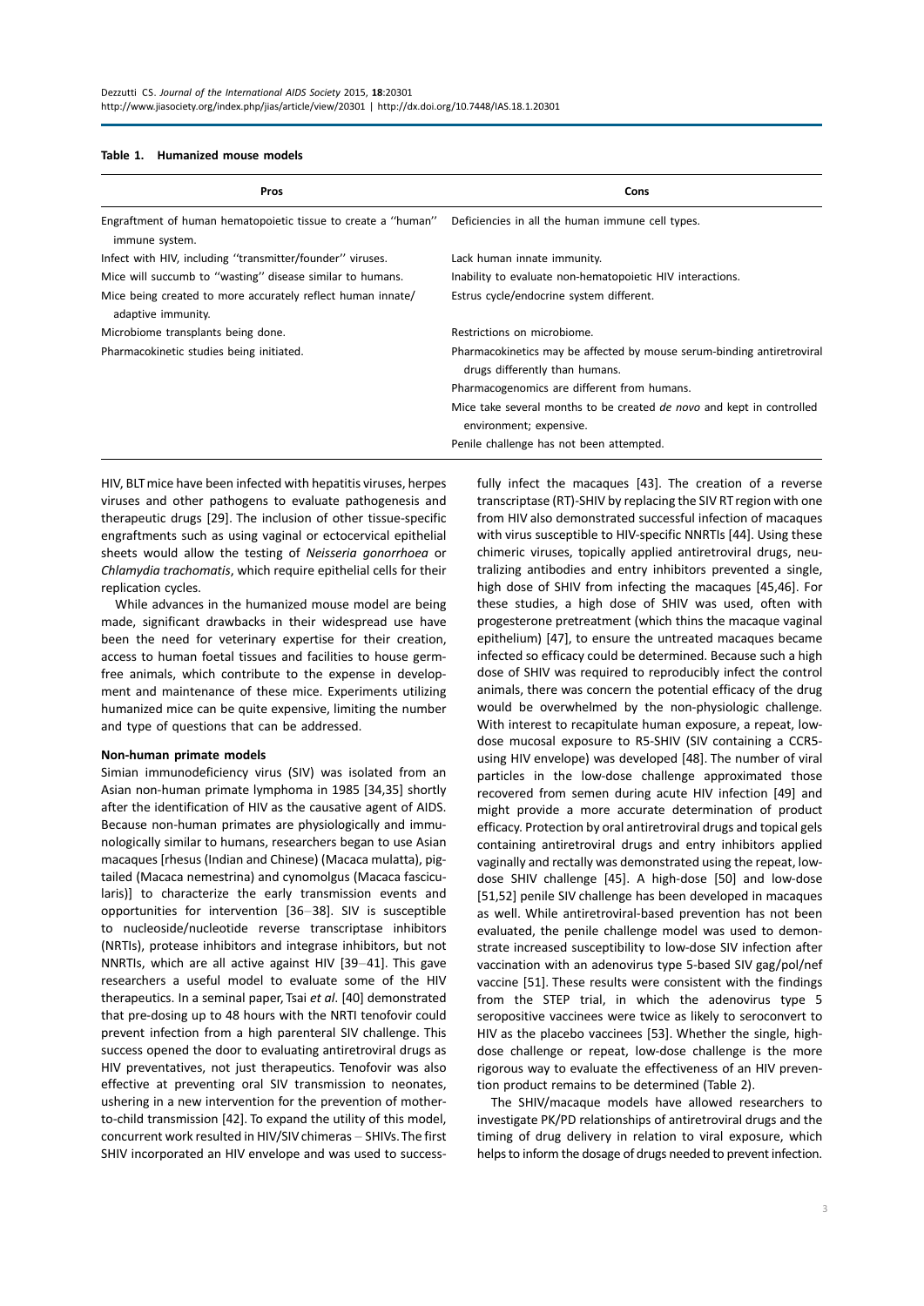**Table 1. Humanized mouse models**

| Pros | Cons |
|---|---|
| Engraftment of human hematopoietic tissue to create a ''human'' immune system. | Deficiencies in all the human immune cell types. |
| Infect with HIV, including ''transmitter/founder'' viruses. | Lack human innate immunity. |
| Mice will succumb to ''wasting'' disease similar to humans. | Inability to evaluate non-hematopoietic HIV interactions. |
| Mice being created to more accurately reflect human innate/adaptive immunity. | Estrus cycle/endocrine system different. |
| Microbiome transplants being done. | Restrictions on microbiome. |
| Pharmacokinetic studies being initiated. | Pharmacokinetics may be affected by mouse serum-binding antiretroviral drugs differently than humans. |
| | Pharmacogenomics are different from humans. |
| | Mice take several months to be created *de novo* and kept in controlled environment; expensive. |
| | Penile challenge has not been attempted. |

HIV, BLT mice have been infected with hepatitis viruses, herpes viruses and other pathogens to evaluate pathogenesis and therapeutic drugs [29]. The inclusion of other tissue-specific engraftments such as using vaginal or ectocervical epithelial sheets would allow the testing of *Neisseria gonorrhoea* or *Chlamydia trachomatis*, which require epithelial cells for their replication cycles.

While advances in the humanized mouse model are being made, significant drawbacks in their widespread use have been the need for veterinary expertise for their creation, access to human foetal tissues and facilities to house germ-free animals, which contribute to the expense in development and maintenance of these mice. Experiments utilizing humanized mice can be quite expensive, limiting the number and type of questions that can be addressed.

#### Non-human primate models

Simian immunodeficiency virus (SIV) was isolated from an Asian non-human primate lymphoma in 1985 [34,35] shortly after the identification of HIV as the causative agent of AIDS. Because non-human primates are physiologically and immunologically similar to humans, researchers began to use Asian macaques [rhesus (Indian and Chinese) (Macaca mulatta), pig-tailed (Macaca nemestrina) and cynomolgus (Macaca fascicularis)] to characterize the early transmission events and opportunities for intervention [36–38]. SIV is susceptible to nucleoside/nucleotide reverse transcriptase inhibitors (NRTIs), protease inhibitors and integrase inhibitors, but not NNRTIs, which are all active against HIV [39–41]. This gave researchers a useful model to evaluate some of the HIV therapeutics. In a seminal paper, Tsai *et al.* [40] demonstrated that pre-dosing up to 48 hours with the NRTI tenofovir could prevent infection from a high parenteral SIV challenge. This success opened the door to evaluating antiretroviral drugs as HIV preventatives, not just therapeutics. Tenofovir was also effective at preventing oral SIV transmission to neonates, ushering in a new intervention for the prevention of mother-to-child transmission [42]. To expand the utility of this model, concurrent work resulted in HIV/SIV chimeras – SHIVs. The first SHIV incorporated an HIV envelope and was used to successfully infect the macaques [43]. The creation of a reverse transcriptase (RT)-SHIV by replacing the SIV RT region with one from HIV also demonstrated successful infection of macaques with virus susceptible to HIV-specific NNRTIs [44]. Using these chimeric viruses, topically applied antiretroviral drugs, neutralizing antibodies and entry inhibitors prevented a single, high dose of SHIV from infecting the macaques [45,46]. For these studies, a high dose of SHIV was used, often with progesterone pretreatment (which thins the macaque vaginal epithelium) [47], to ensure the untreated macaques became infected so efficacy could be determined. Because such a high dose of SHIV was required to reproducibly infect the control animals, there was concern the potential efficacy of the drug would be overwhelmed by the non-physiologic challenge. With interest to recapitulate human exposure, a repeat, low-dose mucosal exposure to R5-SHIV (SIV containing a CCR5-using HIV envelope) was developed [48]. The number of viral particles in the low-dose challenge approximated those recovered from semen during acute HIV infection [49] and might provide a more accurate determination of product efficacy. Protection by oral antiretroviral drugs and topical gels containing antiretroviral drugs and entry inhibitors applied vaginally and rectally was demonstrated using the repeat, low-dose SHIV challenge [45]. A high-dose [50] and low-dose [51,52] penile SIV challenge has been developed in macaques as well. While antiretroviral-based prevention has not been evaluated, the penile challenge model was used to demonstrate increased susceptibility to low-dose SIV infection after vaccination with an adenovirus type 5-based SIV gag/pol/nef vaccine [51]. These results were consistent with the findings from the STEP trial, in which the adenovirus type 5 seropositive vaccinees were twice as likely to seroconvert to HIV as the placebo vaccinees [53]. Whether the single, high-dose challenge or repeat, low-dose challenge is the more rigorous way to evaluate the effectiveness of an HIV prevention product remains to be determined (Table 2).

The SHIV/macaque models have allowed researchers to investigate PK/PD relationships of antiretroviral drugs and the timing of drug delivery in relation to viral exposure, which helps to inform the dosage of drugs needed to prevent infection.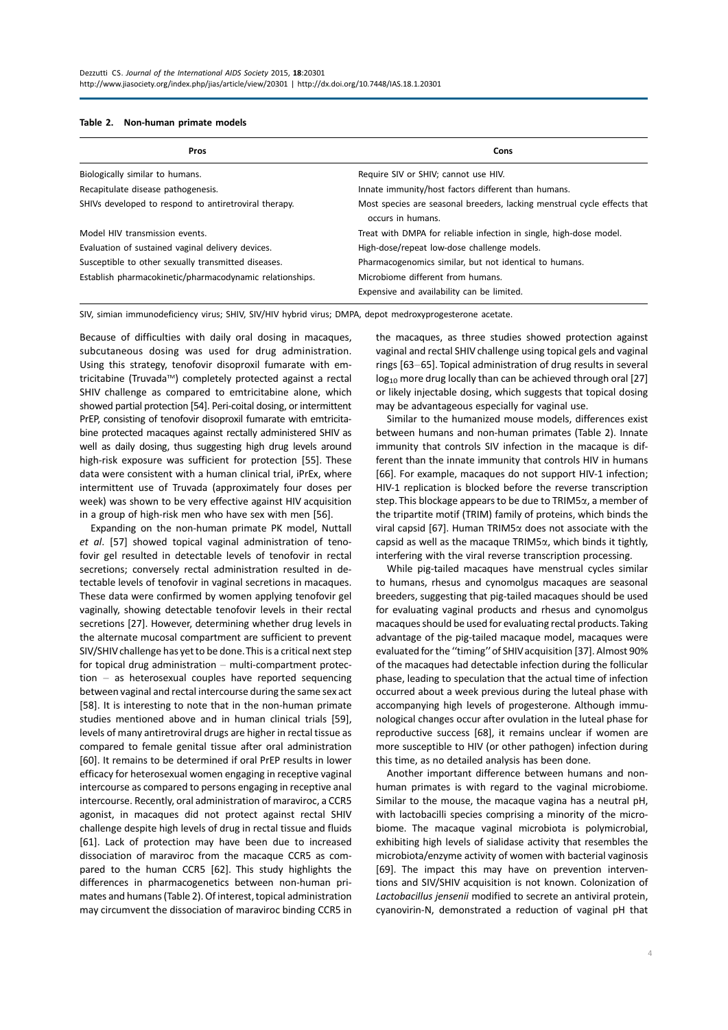**Table 2. Non-human primate models**

| Pros | Cons |
|---|---|
| Biologically similar to humans. | Require SIV or SHIV; cannot use HIV. |
| Recapitulate disease pathogenesis. | Innate immunity/host factors different than humans. |
| SHIVs developed to respond to antiretroviral therapy. | Most species are seasonal breeders, lacking menstrual cycle effects that occurs in humans. |
| Model HIV transmission events. | Treat with DMPA for reliable infection in single, high-dose model. |
| Evaluation of sustained vaginal delivery devices. | High-dose/repeat low-dose challenge models. |
| Susceptible to other sexually transmitted diseases. | Pharmacogenomics similar, but not identical to humans. |
| Establish pharmacokinetic/pharmacodynamic relationships. | Microbiome different from humans. |
| | Expensive and availability can be limited. |

SIV, simian immunodeficiency virus; SHIV, SIV/HIV hybrid virus; DMPA, depot medroxyprogesterone acetate.

Because of difficulties with daily oral dosing in macaques, subcutaneous dosing was used for drug administration. Using this strategy, tenofovir disoproxil fumarate with emtricitabine (Truvada™) completely protected against a rectal SHIV challenge as compared to emtricitabine alone, which showed partial protection [54]. Peri-coital dosing, or intermittent PrEP, consisting of tenofovir disoproxil fumarate with emtricitabine protected macaques against rectally administered SHIV as well as daily dosing, thus suggesting high drug levels around high-risk exposure was sufficient for protection [55]. These data were consistent with a human clinical trial, iPrEx, where intermittent use of Truvada (approximately four doses per week) was shown to be very effective against HIV acquisition in a group of high-risk men who have sex with men [56].

Expanding on the non-human primate PK model, Nuttall *et al*. [57] showed topical vaginal administration of tenofovir gel resulted in detectable levels of tenofovir in rectal secretions; conversely rectal administration resulted in detectable levels of tenofovir in vaginal secretions in macaques. These data were confirmed by women applying tenofovir gel vaginally, showing detectable tenofovir levels in their rectal secretions [27]. However, determining whether drug levels in the alternate mucosal compartment are sufficient to prevent SIV/SHIV challenge has yet to be done. This is a critical next step for topical drug administration – multi-compartment protection – as heterosexual couples have reported sequencing between vaginal and rectal intercourse during the same sex act [58]. It is interesting to note that in the non-human primate studies mentioned above and in human clinical trials [59], levels of many antiretroviral drugs are higher in rectal tissue as compared to female genital tissue after oral administration [60]. It remains to be determined if oral PrEP results in lower efficacy for heterosexual women engaging in receptive vaginal intercourse as compared to persons engaging in receptive anal intercourse. Recently, oral administration of maraviroc, a CCR5 agonist, in macaques did not protect against rectal SHIV challenge despite high levels of drug in rectal tissue and fluids [61]. Lack of protection may have been due to increased dissociation of maraviroc from the macaque CCR5 as compared to the human CCR5 [62]. This study highlights the differences in pharmacogenetics between non-human primates and humans (Table 2). Of interest, topical administration may circumvent the dissociation of maraviroc binding CCR5 in the macaques, as three studies showed protection against vaginal and rectal SHIV challenge using topical gels and vaginal rings [63–65]. Topical administration of drug results in several $\log_{10}$ more drug locally than can be achieved through oral [27] or likely injectable dosing, which suggests that topical dosing may be advantageous especially for vaginal use.

Similar to the humanized mouse models, differences exist between humans and non-human primates (Table 2). Innate immunity that controls SIV infection in the macaque is different than the innate immunity that controls HIV in humans [66]. For example, macaques do not support HIV-1 infection; HIV-1 replication is blocked before the reverse transcription step. This blockage appears to be due to TRIM5α, a member of the tripartite motif (TRIM) family of proteins, which binds the viral capsid [67]. Human TRIM5α does not associate with the capsid as well as the macaque TRIM5α, which binds it tightly, interfering with the viral reverse transcription processing.

While pig-tailed macaques have menstrual cycles similar to humans, rhesus and cynomolgus macaques are seasonal breeders, suggesting that pig-tailed macaques should be used for evaluating vaginal products and rhesus and cynomolgus macaques should be used for evaluating rectal products. Taking advantage of the pig-tailed macaque model, macaques were evaluated for the "timing" of SHIV acquisition [37]. Almost 90% of the macaques had detectable infection during the follicular phase, leading to speculation that the actual time of infection occurred about a week previous during the luteal phase with accompanying high levels of progesterone. Although immunological changes occur after ovulation in the luteal phase for reproductive success [68], it remains unclear if women are more susceptible to HIV (or other pathogen) infection during this time, as no detailed analysis has been done.

Another important difference between humans and non-human primates is with regard to the vaginal microbiome. Similar to the mouse, the macaque vagina has a neutral pH, with lactobacilli species comprising a minority of the microbiome. The macaque vaginal microbiota is polymicrobial, exhibiting high levels of sialidase activity that resembles the microbiota/enzyme activity of women with bacterial vaginosis [69]. The impact this may have on prevention interventions and SIV/SHIV acquisition is not known. Colonization of *Lactobacillus jensenii* modified to secrete an antiviral protein, cyanovirin-N, demonstrated a reduction of vaginal pH that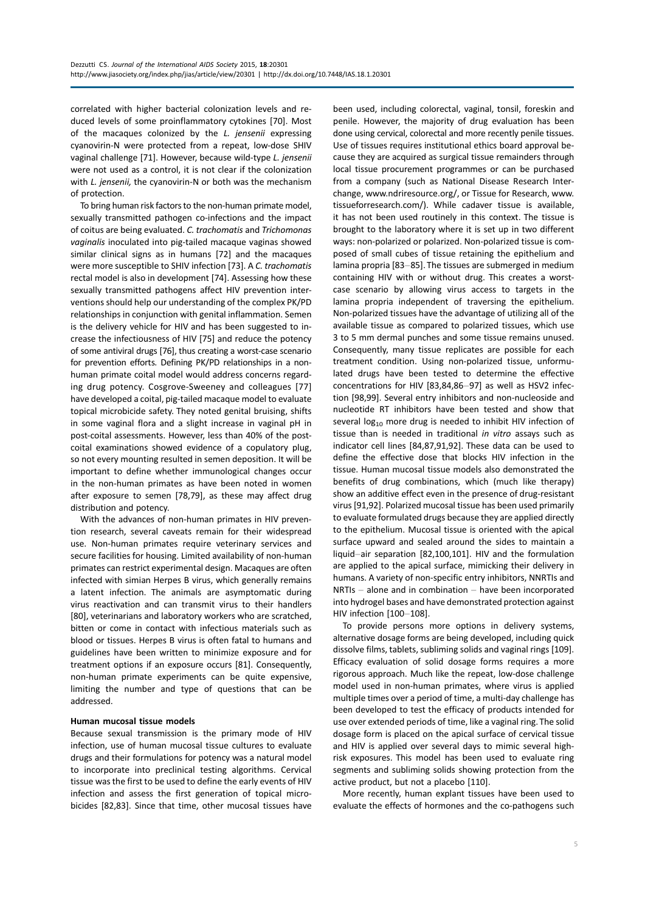correlated with higher bacterial colonization levels and reduced levels of some proinflammatory cytokines [70]. Most of the macaques colonized by the *L. jensenii* expressing cyanovirin-N were protected from a repeat, low-dose SHIV vaginal challenge [71]. However, because wild-type *L. jensenii* were not used as a control, it is not clear if the colonization with *L. jensenii,* the cyanovirin-N or both was the mechanism of protection.

To bring human risk factors to the non-human primate model, sexually transmitted pathogen co-infections and the impact of coitus are being evaluated. *C. trachomatis* and *Trichomonas vaginalis* inoculated into pig-tailed macaque vaginas showed similar clinical signs as in humans [72] and the macaques were more susceptible to SHIV infection [73]. A *C. trachomatis* rectal model is also in development [74]. Assessing how these sexually transmitted pathogens affect HIV prevention interventions should help our understanding of the complex PK/PD relationships in conjunction with genital inflammation. Semen is the delivery vehicle for HIV and has been suggested to increase the infectiousness of HIV [75] and reduce the potency of some antiviral drugs [76], thus creating a worst-case scenario for prevention efforts. Defining PK/PD relationships in a non-human primate coital model would address concerns regarding drug potency. Cosgrove-Sweeney and colleagues [77] have developed a coital, pig-tailed macaque model to evaluate topical microbicide safety. They noted genital bruising, shifts in some vaginal flora and a slight increase in vaginal pH in post-coital assessments. However, less than 40% of the post-coital examinations showed evidence of a copulatory plug, so not every mounting resulted in semen deposition. It will be important to define whether immunological changes occur in the non-human primates as have been noted in women after exposure to semen [78,79], as these may affect drug distribution and potency.

With the advances of non-human primates in HIV prevention research, several caveats remain for their widespread use. Non-human primates require veterinary services and secure facilities for housing. Limited availability of non-human primates can restrict experimental design. Macaques are often infected with simian Herpes B virus, which generally remains a latent infection. The animals are asymptomatic during virus reactivation and can transmit virus to their handlers [80], veterinarians and laboratory workers who are scratched, bitten or come in contact with infectious materials such as blood or tissues. Herpes B virus is often fatal to humans and guidelines have been written to minimize exposure and for treatment options if an exposure occurs [81]. Consequently, non-human primate experiments can be quite expensive, limiting the number and type of questions that can be addressed.

### Human mucosal tissue models

Because sexual transmission is the primary mode of HIV infection, use of human mucosal tissue cultures to evaluate drugs and their formulations for potency was a natural model to incorporate into preclinical testing algorithms. Cervical tissue was the first to be used to define the early events of HIV infection and assess the first generation of topical microbicides [82,83]. Since that time, other mucosal tissues have been used, including colorectal, vaginal, tonsil, foreskin and penile. However, the majority of drug evaluation has been done using cervical, colorectal and more recently penile tissues. Use of tissues requires institutional ethics board approval because they are acquired as surgical tissue remainders through local tissue procurement programmes or can be purchased from a company (such as National Disease Research Interchange, www.ndriresource.org/, or Tissue for Research, www.tissueforresearch.com/). While cadaver tissue is available, it has not been used routinely in this context. The tissue is brought to the laboratory where it is set up in two different ways: non-polarized or polarized. Non-polarized tissue is composed of small cubes of tissue retaining the epithelium and lamina propria [83–85]. The tissues are submerged in medium containing HIV with or without drug. This creates a worst-case scenario by allowing virus access to targets in the lamina propria independent of traversing the epithelium. Non-polarized tissues have the advantage of utilizing all of the available tissue as compared to polarized tissues, which use 3 to 5 mm dermal punches and some tissue remains unused. Consequently, many tissue replicates are possible for each treatment condition. Using non-polarized tissue, unformulated drugs have been tested to determine the effective concentrations for HIV [83,84,86–97] as well as HSV2 infection [98,99]. Several entry inhibitors and non-nucleoside and nucleotide RT inhibitors have been tested and show that several $\log_{10}$ more drug is needed to inhibit HIV infection of tissue than is needed in traditional *in vitro* assays such as indicator cell lines [84,87,91,92]. These data can be used to define the effective dose that blocks HIV infection in the tissue. Human mucosal tissue models also demonstrated the benefits of drug combinations, which (much like therapy) show an additive effect even in the presence of drug-resistant virus [91,92]. Polarized mucosal tissue has been used primarily to evaluate formulated drugs because they are applied directly to the epithelium. Mucosal tissue is oriented with the apical surface upward and sealed around the sides to maintain a liquid–air separation [82,100,101]. HIV and the formulation are applied to the apical surface, mimicking their delivery in humans. A variety of non-specific entry inhibitors, NNRTIs and NRTIs – alone and in combination – have been incorporated into hydrogel bases and have demonstrated protection against HIV infection [100–108].

To provide persons more options in delivery systems, alternative dosage forms are being developed, including quick dissolve films, tablets, subliming solids and vaginal rings [109]. Efficacy evaluation of solid dosage forms requires a more rigorous approach. Much like the repeat, low-dose challenge model used in non-human primates, where virus is applied multiple times over a period of time, a multi-day challenge has been developed to test the efficacy of products intended for use over extended periods of time, like a vaginal ring. The solid dosage form is placed on the apical surface of cervical tissue and HIV is applied over several days to mimic several high-risk exposures. This model has been used to evaluate ring segments and subliming solids showing protection from the active product, but not a placebo [110].

More recently, human explant tissues have been used to evaluate the effects of hormones and the co-pathogens such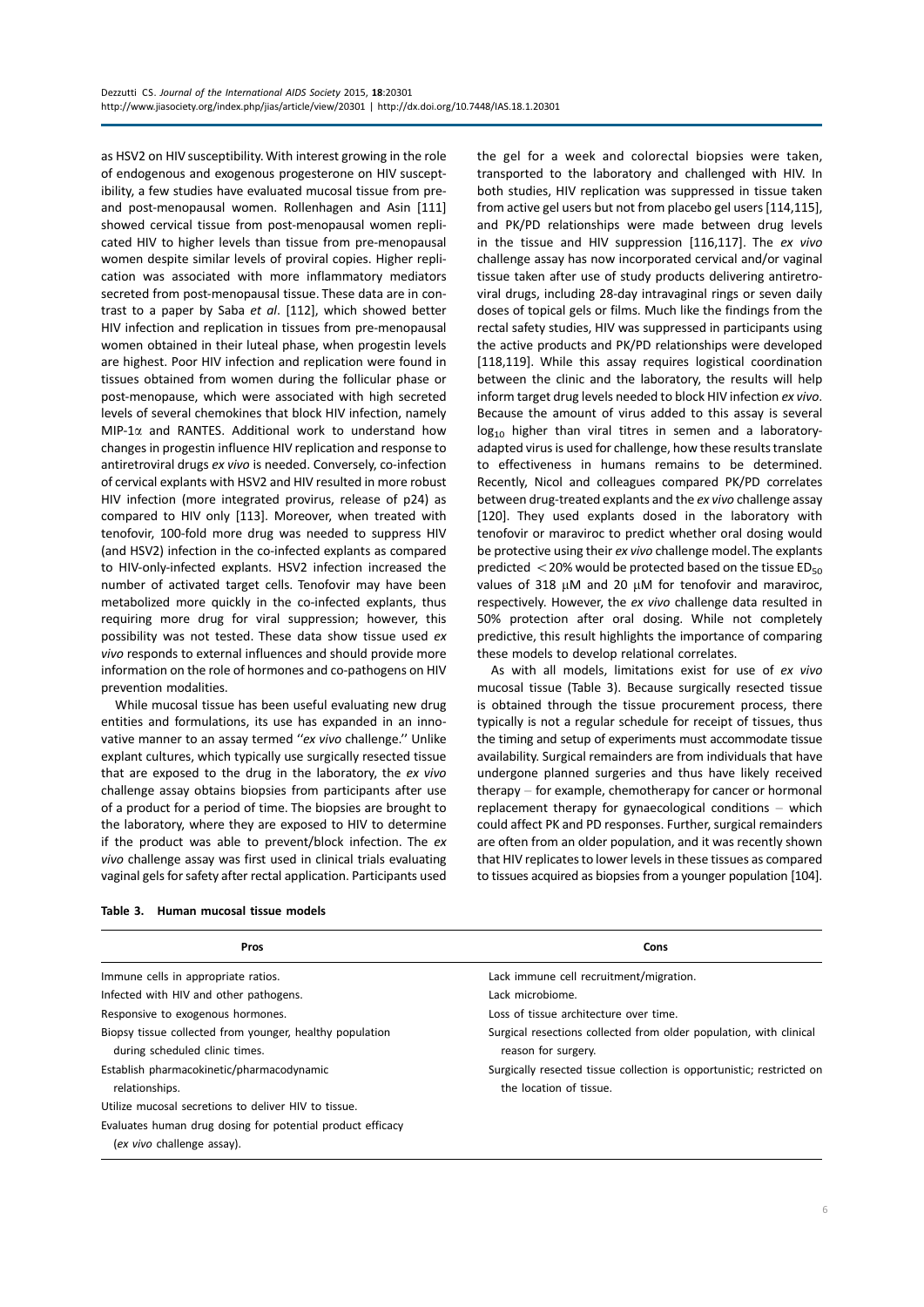as HSV2 on HIV susceptibility. With interest growing in the role of endogenous and exogenous progesterone on HIV susceptibility, a few studies have evaluated mucosal tissue from pre- and post-menopausal women. Rollenhagen and Asin [111] showed cervical tissue from post-menopausal women replicated HIV to higher levels than tissue from pre-menopausal women despite similar levels of proviral copies. Higher replication was associated with more inflammatory mediators secreted from post-menopausal tissue. These data are in contrast to a paper by Saba *et al*. [112], which showed better HIV infection and replication in tissues from pre-menopausal women obtained in their luteal phase, when progestin levels are highest. Poor HIV infection and replication were found in tissues obtained from women during the follicular phase or post-menopause, which were associated with high secreted levels of several chemokines that block HIV infection, namely MIP-1$\alpha$ and RANTES. Additional work to understand how changes in progestin influence HIV replication and response to antiretroviral drugs *ex vivo* is needed. Conversely, co-infection of cervical explants with HSV2 and HIV resulted in more robust HIV infection (more integrated provirus, release of p24) as compared to HIV only [113]. Moreover, when treated with tenofovir, 100-fold more drug was needed to suppress HIV (and HSV2) infection in the co-infected explants as compared to HIV-only-infected explants. HSV2 infection increased the number of activated target cells. Tenofovir may have been metabolized more quickly in the co-infected explants, thus requiring more drug for viral suppression; however, this possibility was not tested. These data show tissue used *ex vivo* responds to external influences and should provide more information on the role of hormones and co-pathogens on HIV prevention modalities.

While mucosal tissue has been useful evaluating new drug entities and formulations, its use has expanded in an innovative manner to an assay termed ''*ex vivo* challenge.'' Unlike explant cultures, which typically use surgically resected tissue that are exposed to the drug in the laboratory, the *ex vivo* challenge assay obtains biopsies from participants after use of a product for a period of time. The biopsies are brought to the laboratory, where they are exposed to HIV to determine if the product was able to prevent/block infection. The *ex vivo* challenge assay was first used in clinical trials evaluating vaginal gels for safety after rectal application. Participants used the gel for a week and colorectal biopsies were taken, transported to the laboratory and challenged with HIV. In both studies, HIV replication was suppressed in tissue taken from active gel users but not from placebo gel users [114,115], and PK/PD relationships were made between drug levels in the tissue and HIV suppression [116,117]. The *ex vivo* challenge assay has now incorporated cervical and/or vaginal tissue taken after use of study products delivering antiretroviral drugs, including 28-day intravaginal rings or seven daily doses of topical gels or films. Much like the findings from the rectal safety studies, HIV was suppressed in participants using the active products and PK/PD relationships were developed [118,119]. While this assay requires logistical coordination between the clinic and the laboratory, the results will help inform target drug levels needed to block HIV infection *ex vivo*. Because the amount of virus added to this assay is several $\log_{10}$ higher than viral titres in semen and a laboratory-adapted virus is used for challenge, how these results translate to effectiveness in humans remains to be determined. Recently, Nicol and colleagues compared PK/PD correlates between drug-treated explants and the *ex vivo* challenge assay [120]. They used explants dosed in the laboratory with tenofovir or maraviroc to predict whether oral dosing would be protective using their *ex vivo* challenge model. The explants predicted $<20\%$ would be protected based on the tissue $ED_{50}$ values of 318 $\mu$M and 20 $\mu$M for tenofovir and maraviroc, respectively. However, the *ex vivo* challenge data resulted in 50% protection after oral dosing. While not completely predictive, this result highlights the importance of comparing these models to develop relational correlates.

As with all models, limitations exist for use of *ex vivo* mucosal tissue (Table 3). Because surgically resected tissue is obtained through the tissue procurement process, there typically is not a regular schedule for receipt of tissues, thus the timing and setup of experiments must accommodate tissue availability. Surgical remainders are from individuals that have undergone planned surgeries and thus have likely received therapy – for example, chemotherapy for cancer or hormonal replacement therapy for gynaecological conditions – which could affect PK and PD responses. Further, surgical remainders are often from an older population, and it was recently shown that HIV replicates to lower levels in these tissues as compared to tissues acquired as biopsies from a younger population [104].

**Table 3. Human mucosal tissue models**

| Pros | Cons |
|---|---|
| Immune cells in appropriate ratios. | Lack immune cell recruitment/migration. |
| Infected with HIV and other pathogens. | Lack microbiome. |
| Responsive to exogenous hormones. | Loss of tissue architecture over time. |
| Biopsy tissue collected from younger, healthy population during scheduled clinic times. | Surgical resections collected from older population, with clinical reason for surgery. |
| Establish pharmacokinetic/pharmacodynamic relationships. | Surgically resected tissue collection is opportunistic; restricted on the location of tissue. |
| Utilize mucosal secretions to deliver HIV to tissue. | |
| Evaluates human drug dosing for potential product efficacy (*ex vivo* challenge assay). | |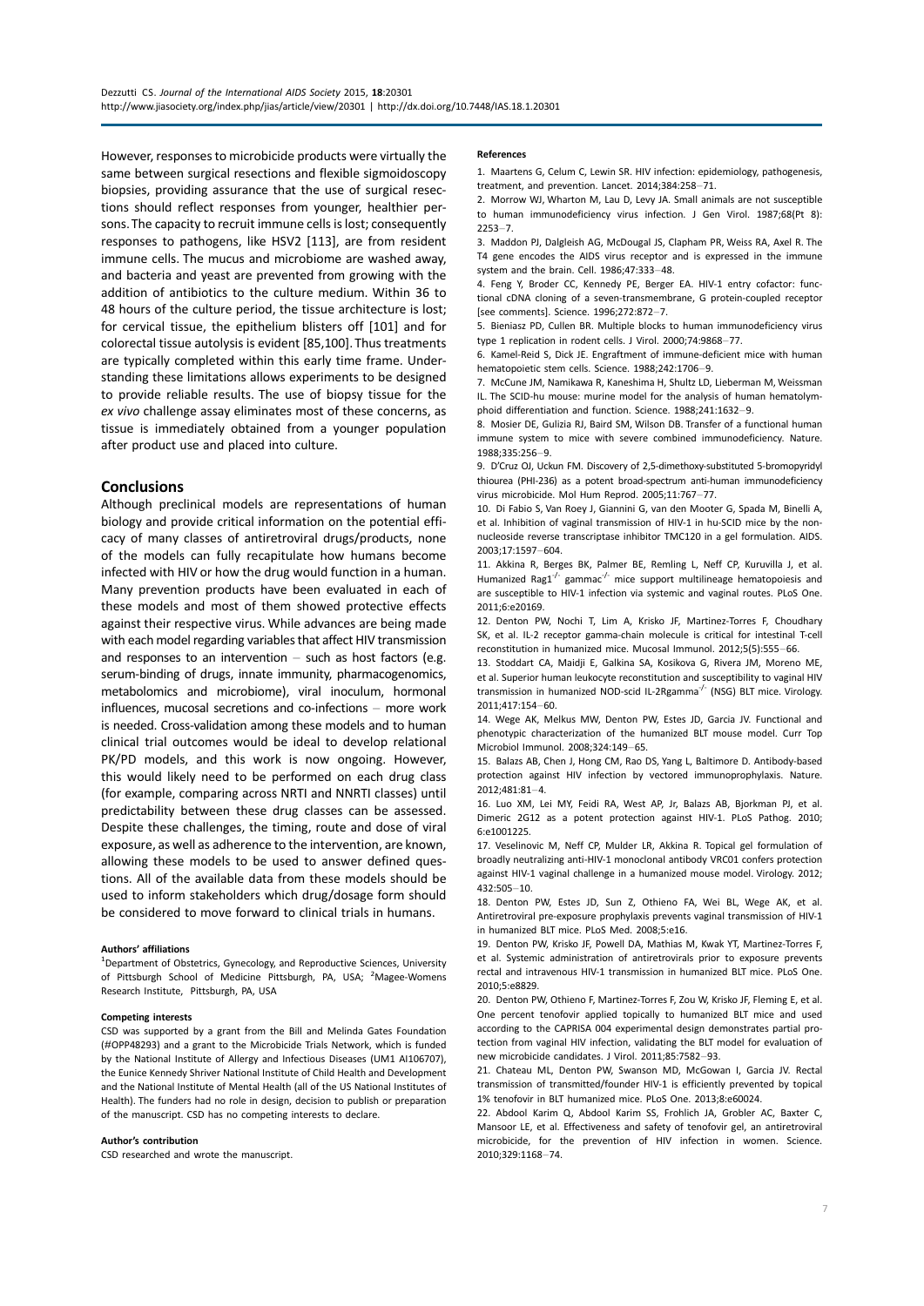However, responses to microbicide products were virtually the same between surgical resections and flexible sigmoidoscopy biopsies, providing assurance that the use of surgical resections should reflect responses from younger, healthier persons. The capacity to recruit immune cells is lost; consequently responses to pathogens, like HSV2 [113], are from resident immune cells. The mucus and microbiome are washed away, and bacteria and yeast are prevented from growing with the addition of antibiotics to the culture medium. Within 36 to 48 hours of the culture period, the tissue architecture is lost; for cervical tissue, the epithelium blisters off [101] and for colorectal tissue autolysis is evident [85,100]. Thus treatments are typically completed within this early time frame. Understanding these limitations allows experiments to be designed to provide reliable results. The use of biopsy tissue for the *ex vivo* challenge assay eliminates most of these concerns, as tissue is immediately obtained from a younger population after product use and placed into culture.

## Conclusions

Although preclinical models are representations of human biology and provide critical information on the potential efficacy of many classes of antiretroviral drugs/products, none of the models can fully recapitulate how humans become infected with HIV or how the drug would function in a human. Many prevention products have been evaluated in each of these models and most of them showed protective effects against their respective virus. While advances are being made with each model regarding variables that affect HIV transmission and responses to an intervention – such as host factors (e.g. serum-binding of drugs, innate immunity, pharmacogenomics, metabolomics and microbiome), viral inoculum, hormonal influences, mucosal secretions and co-infections – more work is needed. Cross-validation among these models and to human clinical trial outcomes would be ideal to develop relational PK/PD models, and this work is now ongoing. However, this would likely need to be performed on each drug class (for example, comparing across NRTI and NNRTI classes) until predictability between these drug classes can be assessed. Despite these challenges, the timing, route and dose of viral exposure, as well as adherence to the intervention, are known, allowing these models to be used to answer defined questions. All of the available data from these models should be used to inform stakeholders which drug/dosage form should be considered to move forward to clinical trials in humans.

#### Authors' affiliations

[1]Department of Obstetrics, Gynecology, and Reproductive Sciences, University of Pittsburgh School of Medicine Pittsburgh, PA, USA; [2]Magee-Womens Research Institute, Pittsburgh, PA, USA

#### Competing interests

CSD was supported by a grant from the Bill and Melinda Gates Foundation (#OPP48293) and a grant to the Microbicide Trials Network, which is funded by the National Institute of Allergy and Infectious Diseases (UM1 AI106707), the Eunice Kennedy Shriver National Institute of Child Health and Development and the National Institute of Mental Health (all of the US National Institutes of Health). The funders had no role in design, decision to publish or preparation of the manuscript. CSD has no competing interests to declare.

#### Author's contribution

CSD researched and wrote the manuscript.

#### References

1. Maartens G, Celum C, Lewin SR. HIV infection: epidemiology, pathogenesis, treatment, and prevention. Lancet. 2014;384:258–71.
2. Morrow WJ, Wharton M, Lau D, Levy JA. Small animals are not susceptible to human immunodeficiency virus infection. J Gen Virol. 1987;68(Pt 8): 2253–7.
3. Maddon PJ, Dalgleish AG, McDougal JS, Clapham PR, Weiss RA, Axel R. The T4 gene encodes the AIDS virus receptor and is expressed in the immune system and the brain. Cell. 1986;47:333–48.
4. Feng Y, Broder CC, Kennedy PE, Berger EA. HIV-1 entry cofactor: functional cDNA cloning of a seven-transmembrane, G protein-coupled receptor [see comments]. Science. 1996;272:872–7.
5. Bieniasz PD, Cullen BR. Multiple blocks to human immunodeficiency virus type 1 replication in rodent cells. J Virol. 2000;74:9868–77.
6. Kamel-Reid S, Dick JE. Engraftment of immune-deficient mice with human hematopoietic stem cells. Science. 1988;242:1706–9.
7. McCune JM, Namikawa R, Kaneshima H, Shultz LD, Lieberman M, Weissman IL. The SCID-hu mouse: murine model for the analysis of human hematolymphoid differentiation and function. Science. 1988;241:1632–9.
8. Mosier DE, Gulizia RJ, Baird SM, Wilson DB. Transfer of a functional human immune system to mice with severe combined immunodeficiency. Nature. 1988;335:256–9.
9. D'Cruz OJ, Uckun FM. Discovery of 2,5-dimethoxy-substituted 5-bromopyridyl thiourea (PHI-236) as a potent broad-spectrum anti-human immunodeficiency virus microbicide. Mol Hum Reprod. 2005;11:767–77.
10. Di Fabio S, Van Roey J, Giannini G, van den Mooter G, Spada M, Binelli A, et al. Inhibition of vaginal transmission of HIV-1 in hu-SCID mice by the non-nucleoside reverse transcriptase inhibitor TMC120 in a gel formulation. AIDS. 2003;17:1597–604.
11. Akkina R, Berges BK, Palmer BE, Remling L, Neff CP, Kuruvilla J, et al. Humanized Rag1$^{-/-}$ gammac$^{-/-}$ mice support multilineage hematopoiesis and are susceptible to HIV-1 infection via systemic and vaginal routes. PLoS One. 2011;6:e20169.
12. Denton PW, Nochi T, Lim A, Krisko JF, Martinez-Torres F, Choudhary SK, et al. IL-2 receptor gamma-chain molecule is critical for intestinal T-cell reconstitution in humanized mice. Mucosal Immunol. 2012;5(5):555–66.
13. Stoddart CA, Maidji E, Galkina SA, Kosikova G, Rivera JM, Moreno ME, et al. Superior human leukocyte reconstitution and susceptibility to vaginal HIV transmission in humanized NOD-scid IL-2Rgamma$^{-/-}$ (NSG) BLT mice. Virology. 2011;417:154–60.
14. Wege AK, Melkus MW, Denton PW, Estes JD, Garcia JV. Functional and phenotypic characterization of the humanized BLT mouse model. Curr Top Microbiol Immunol. 2008;324:149–65.
15. Balazs AB, Chen J, Hong CM, Rao DS, Yang L, Baltimore D. Antibody-based protection against HIV infection by vectored immunoprophylaxis. Nature. 2012;481:81–4.
16. Luo XM, Lei MY, Feidi RA, West AP, Jr, Balazs AB, Bjorkman PJ, et al. Dimeric 2G12 as a potent protection against HIV-1. PLoS Pathog. 2010; 6:e1001225.
17. Veselinovic M, Neff CP, Mulder LR, Akkina R. Topical gel formulation of broadly neutralizing anti-HIV-1 monoclonal antibody VRC01 confers protection against HIV-1 vaginal challenge in a humanized mouse model. Virology. 2012; 432:505–10.
18. Denton PW, Estes JD, Sun Z, Othieno FA, Wei BL, Wege AK, et al. Antiretroviral pre-exposure prophylaxis prevents vaginal transmission of HIV-1 in humanized BLT mice. PLoS Med. 2008;5:e16.
19. Denton PW, Krisko JF, Powell DA, Mathias M, Kwak YT, Martinez-Torres F, et al. Systemic administration of antiretrovirals prior to exposure prevents rectal and intravenous HIV-1 transmission in humanized BLT mice. PLoS One. 2010;5:e8829.
20. Denton PW, Othieno F, Martinez-Torres F, Zou W, Krisko JF, Fleming E, et al. One percent tenofovir applied topically to humanized BLT mice and used according to the CAPRISA 004 experimental design demonstrates partial protection from vaginal HIV infection, validating the BLT model for evaluation of new microbicide candidates. J Virol. 2011;85:7582–93.
21. Chateau ML, Denton PW, Swanson MD, McGowan I, Garcia JV. Rectal transmission of transmitted/founder HIV-1 is efficiently prevented by topical 1% tenofovir in BLT humanized mice. PLoS One. 2013;8:e60024.
22. Abdool Karim Q, Abdool Karim SS, Frohlich JA, Grobler AC, Baxter C, Mansoor LE, et al. Effectiveness and safety of tenofovir gel, an antiretroviral microbicide, for the prevention of HIV infection in women. Science. 2010;329:1168–74.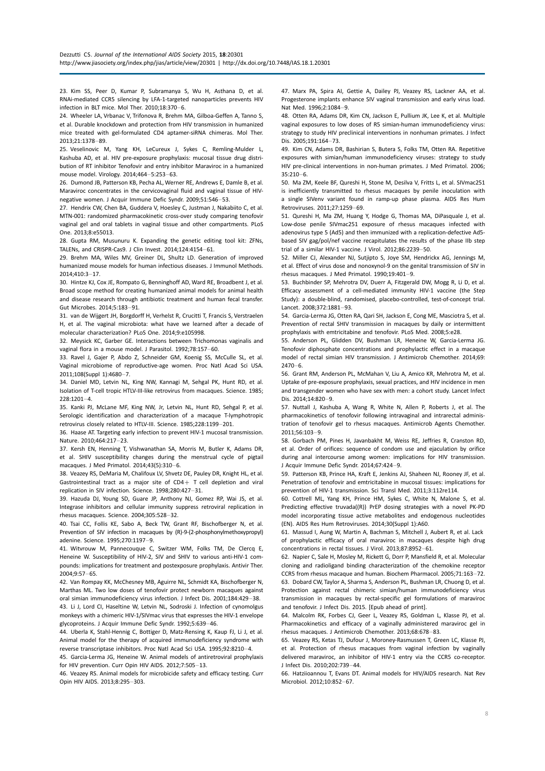23. Kim SS, Peer D, Kumar P, Subramanya S, Wu H, Asthana D, et al. RNAi-mediated CCR5 silencing by LFA-1-targeted nanoparticles prevents HIV infection in BLT mice. Mol Ther. 2010;18:370–6.

24. Wheeler LA, Vrbanac V, Trifonova R, Brehm MA, Gilboa-Geffen A, Tanno S, et al. Durable knockdown and protection from HIV transmission in humanized mice treated with gel-formulated CD4 aptamer-siRNA chimeras. Mol Ther. 2013;21:1378–89.

25. Veselinovic M, Yang KH, LeCureux J, Sykes C, Remling-Mulder L, Kashuba AD, et al. HIV pre-exposure prophylaxis: mucosal tissue drug distribution of RT inhibitor Tenofovir and entry inhibitor Maraviroc in a humanized mouse model. Virology. 2014;464–5:253–63.

26. Dumond JB, Patterson KB, Pecha AL, Werner RE, Andrews E, Damle B, et al. Maraviroc concentrates in the cervicovaginal fluid and vaginal tissue of HIV-negative women. J Acquir Immune Defic Syndr. 2009;51:546–53.

27. Hendrix CW, Chen BA, Guddera V, Hoesley C, Justman J, Nakabiito C, et al. MTN-001: randomized pharmacokinetic cross-over study comparing tenofovir vaginal gel and oral tablets in vaginal tissue and other compartments. PLoS One. 2013;8:e55013.

28. Gupta RM, Musunuru K. Expanding the genetic editing tool kit: ZFNs, TALENs, and CRISPR-Cas9. J Clin Invest. 2014;124:4154–61.

29. Brehm MA, Wiles MV, Greiner DL, Shultz LD. Generation of improved humanized mouse models for human infectious diseases. J Immunol Methods. 2014;410:3–17.

30. Hintze KJ, Cox JE, Rompato G, Benninghoff AD, Ward RE, Broadbent J, et al. Broad scope method for creating humanized animal models for animal health and disease research through antibiotic treatment and human fecal transfer. Gut Microbes. 2014;5:183–91.

31. van de Wijgert JH, Borgdorff H, Verhelst R, Crucitti T, Francis S, Verstraelen H, et al. The vaginal microbiota: what have we learned after a decade of molecular characterization? PLoS One. 2014;9:e105998.

32. Meysick KC, Garber GE. Interactions between Trichomonas vaginalis and vaginal flora in a mouse model. J Parasitol. 1992;78:157–60.

33. Ravel J, Gajer P, Abdo Z, Schneider GM, Koenig SS, McCulle SL, et al. Vaginal microbiome of reproductive-age women. Proc Natl Acad Sci USA. 2011;108(Suppl 1):4680–7.

34. Daniel MD, Letvin NL, King NW, Kannagi M, Sehgal PK, Hunt RD, et al. Isolation of T-cell tropic HTLV-III-like retrovirus from macaques. Science. 1985;228:1201–4.

35. Kanki PJ, McLane MF, King NW, Jr, Letvin NL, Hunt RD, Sehgal P, et al. Serologic identification and characterization of a macaque T-lymphotropic retrovirus closely related to HTLV-III. Science. 1985;228:1199–201.

36. Haase AT. Targeting early infection to prevent HIV-1 mucosal transmission. Nature. 2010;464:217–23.

37. Kersh EN, Henning T, Vishwanathan SA, Morris M, Butler K, Adams DR, et al. SHIV susceptibility changes during the menstrual cycle of pigtail macaques. J Med Primatol. 2014;43(5):310–6.

38. Veazey RS, DeMaria M, Chalifoux LV, Shvetz DE, Pauley DR, Knight HL, et al. Gastrointestinal tract as a major site of CD4+ T cell depletion and viral replication in SIV infection. Science. 1998;280:427–31.

39. Hazuda DJ, Young SD, Guare JP, Anthony NJ, Gomez RP, Wai JS, et al. Integrase inhibitors and cellular immunity suppress retroviral replication in rhesus macaques. Science. 2004;305:528–32.

40. Tsai CC, Follis KE, Sabo A, Beck TW, Grant RF, Bischofberger N, et al. Prevention of SIV infection in macaques by (R)-9-(2-phosphonylmethoxypropyl) adenine. Science. 1995;270:1197–9.

41. Witvrouw M, Pannecouque C, Switzer WM, Folks TM, De Clercq E, Heneine W. Susceptibility of HIV-2, SIV and SHIV to various anti-HIV-1 compounds: implications for treatment and postexposure prophylaxis. Antivir Ther. 2004;9:57–65.

42. Van Rompay KK, McChesney MB, Aguirre NL, Schmidt KA, Bischofberger N, Marthas ML. Two low doses of tenofovir protect newborn macaques against oral simian immunodeficiency virus infection. J Infect Dis. 2001;184:429–38.

43. Li J, Lord CI, Haseltine W, Letvin NL, Sodroski J. Infection of cynomolgus monkeys with a chimeric HIV-1/SIVmac virus that expresses the HIV-1 envelope glycoproteins. J Acquir Immune Defic Syndr. 1992;5:639–46.

44. Uberla K, Stahl-Hennig C, Bottiger D, Matz-Rensing K, Kaup FJ, Li J, et al. Animal model for the therapy of acquired immunodeficiency syndrome with reverse transcriptase inhibitors. Proc Natl Acad Sci USA. 1995;92:8210–4.

45. Garcia-Lerma JG, Heneine W. Animal models of antiretroviral prophylaxis for HIV prevention. Curr Opin HIV AIDS. 2012;7:505–13.

46. Veazey RS. Animal models for microbicide safety and efficacy testing. Curr Opin HIV AIDS. 2013;8:295–303.

47. Marx PA, Spira AI, Gettie A, Dailey PJ, Veazey RS, Lackner AA, et al. Progesterone implants enhance SIV vaginal transmission and early virus load. Nat Med. 1996;2:1084–9.

48. Otten RA, Adams DR, Kim CN, Jackson E, Pullium JK, Lee K, et al. Multiple vaginal exposures to low doses of R5 simian-human immunodeficiency virus: strategy to study HIV preclinical interventions in nonhuman primates. J Infect Dis. 2005;191:164–73.

49. Kim CN, Adams DR, Bashirian S, Butera S, Folks TM, Otten RA. Repetitive exposures with simian/human immunodeficiency viruses: strategy to study HIV pre-clinical interventions in non-human primates. J Med Primatol. 2006;35:210–6.

50. Ma ZM, Keele BF, Qureshi H, Stone M, Desilva V, Fritts L, et al. SIVmac251 is inefficiently transmitted to rhesus macaques by penile inoculation with a single SIVenv variant found in ramp-up phase plasma. AIDS Res Hum Retroviruses. 2011;27:1259–69.

51. Qureshi H, Ma ZM, Huang Y, Hodge G, Thomas MA, DiPasquale J, et al. Low-dose penile SIVmac251 exposure of rhesus macaques infected with adenovirus type 5 (Ad5) and then immunized with a replication-defective Ad5-based SIV gag/pol/nef vaccine recapitulates the results of the phase IIb step trial of a similar HIV-1 vaccine. J Virol. 2012;86:2239–50.

52. Miller CJ, Alexander NJ, Sutjipto S, Joye SM, Hendrickx AG, Jennings M, et al. Effect of virus dose and nonoxynol-9 on the genital transmission of SIV in rhesus macaques. J Med Primatol. 1990;19:401–9.

53. Buchbinder SP, Mehrotra DV, Duerr A, Fitzgerald DW, Mogg R, Li D, et al. Efficacy assessment of a cell-mediated immunity HIV-1 vaccine (the Step Study): a double-blind, randomised, placebo-controlled, test-of-concept trial. Lancet. 2008;372:1881–93.

54. Garcia-Lerma JG, Otten RA, Qari SH, Jackson E, Cong ME, Masciotra S, et al. Prevention of rectal SHIV transmission in macaques by daily or intermittent prophylaxis with emtricitabine and tenofovir. PLoS Med. 2008;5:e28.

55. Anderson PL, Glidden DV, Bushman LR, Heneine W, Garcia-Lerma JG. Tenofovir diphosphate concentrations and prophylactic effect in a macaque model of rectal simian HIV transmission. J Antimicrob Chemother. 2014;69:2470–6.

56. Grant RM, Anderson PL, McMahan V, Liu A, Amico KR, Mehrotra M, et al. Uptake of pre-exposure prophylaxis, sexual practices, and HIV incidence in men and transgender women who have sex with men: a cohort study. Lancet Infect Dis. 2014;14:820–9.

57. Nuttall J, Kashuba A, Wang R, White N, Allen P, Roberts J, et al. The pharmacokinetics of tenofovir following intravaginal and intrarectal administration of tenofovir gel to rhesus macaques. Antimicrob Agents Chemother. 2011;56:103–9.

58. Gorbach PM, Pines H, Javanbakht M, Weiss RE, Jeffries R, Cranston RD, et al. Order of orifices: sequence of condom use and ejaculation by orifice during anal intercourse among women: implications for HIV transmission. J Acquir Immune Defic Syndr. 2014;67:424–9.

59. Patterson KB, Prince HA, Kraft E, Jenkins AJ, Shaheen NJ, Rooney JF, et al. Penetration of tenofovir and emtricitabine in mucosal tissues: implications for prevention of HIV-1 transmission. Sci Transl Med. 2011;3:112re114.

60. Cottrell ML, Yang KH, Prince HM, Sykes C, White N, Malone S, et al. Predicting effective truvada((R)) PrEP dosing strategies with a novel PK-PD model incorporating tissue active metabolites and endogenous nucleotides (EN). AIDS Res Hum Retroviruses. 2014;30(Suppl 1):A60.

61. Massud I, Aung W, Martin A, Bachman S, Mitchell J, Aubert R, et al. Lack of prophylactic efficacy of oral maraviroc in macaques despite high drug concentrations in rectal tissues. J Virol. 2013;87:8952–61.

62. Napier C, Sale H, Mosley M, Rickett G, Dorr P, Mansfield R, et al. Molecular cloning and radioligand binding characterization of the chemokine receptor CCR5 from rhesus macaque and human. Biochem Pharmacol. 2005;71:163–72.

63. Dobard CW, Taylor A, Sharma S, Anderson PL, Bushman LR, Chuong D, et al. Protection against rectal chimeric simian/human immunodeficiency virus transmission in macaques by rectal-specific gel formulations of maraviroc and tenofovir. J Infect Dis. 2015. [Epub ahead of print].

64. Malcolm RK, Forbes CJ, Geer L, Veazey RS, Goldman L, Klasse PJ, et al. Pharmacokinetics and efficacy of a vaginally administered maraviroc gel in rhesus macaques. J Antimicrob Chemother. 2013;68:678–83.

65. Veazey RS, Ketas TJ, Dufour J, Moroney-Rasmussen T, Green LC, Klasse PJ, et al. Protection of rhesus macaques from vaginal infection by vaginally delivered maraviroc, an inhibitor of HIV-1 entry via the CCR5 co-receptor. J Infect Dis. 2010;202:739–44.

66. Hatziioannou T, Evans DT. Animal models for HIV/AIDS research. Nat Rev Microbiol. 2012;10:852–67.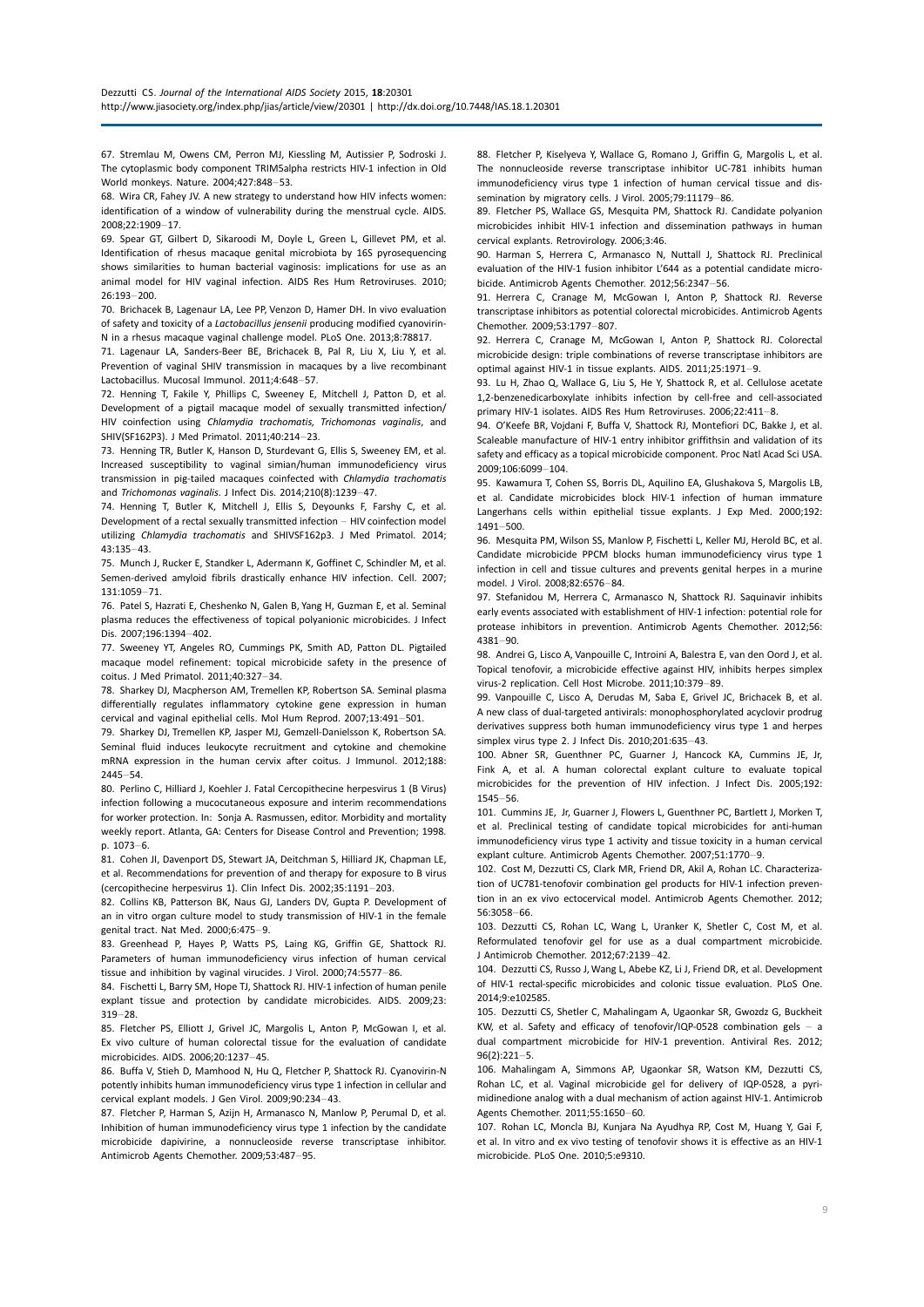67. Stremlau M, Owens CM, Perron MJ, Kiessling M, Autissier P, Sodroski J. The cytoplasmic body component TRIM5alpha restricts HIV-1 infection in Old World monkeys. Nature. 2004;427:848–53.

68. Wira CR, Fahey JV. A new strategy to understand how HIV infects women: identification of a window of vulnerability during the menstrual cycle. AIDS. 2008;22:1909–17.

69. Spear GT, Gilbert D, Sikaroodi M, Doyle L, Green L, Gillevet PM, et al. Identification of rhesus macaque genital microbiota by 16S pyrosequencing shows similarities to human bacterial vaginosis: implications for use as an animal model for HIV vaginal infection. AIDS Res Hum Retroviruses. 2010; 26:193–200.

70. Brichacek B, Lagenaur LA, Lee PP, Venzon D, Hamer DH. In vivo evaluation of safety and toxicity of a *Lactobacillus jensenii* producing modified cyanovirin-N in a rhesus macaque vaginal challenge model. PLoS One. 2013;8:78817.

71. Lagenaur LA, Sanders-Beer BE, Brichacek B, Pal R, Liu X, Liu Y, et al. Prevention of vaginal SHIV transmission in macaques by a live recombinant Lactobacillus. Mucosal Immunol. 2011;4:648–57.

72. Henning T, Fakile Y, Phillips C, Sweeney E, Mitchell J, Patton D, et al. Development of a pigtail macaque model of sexually transmitted infection/HIV coinfection using *Chlamydia trachomatis*, *Trichomonas vaginalis*, and SHIV(SF162P3). J Med Primatol. 2011;40:214–23.

73. Henning TR, Butler K, Hanson D, Sturdevant G, Ellis S, Sweeney EM, et al. Increased susceptibility to vaginal simian/human immunodeficiency virus transmission in pig-tailed macaques coinfected with *Chlamydia trachomatis* and *Trichomonas vaginalis*. J Infect Dis. 2014;210(8):1239–47.

74. Henning T, Butler K, Mitchell J, Ellis S, Deyounks F, Farshy C, et al. Development of a rectal sexually transmitted infection – HIV coinfection model utilizing *Chlamydia trachomatis* and SHIVSF162p3. J Med Primatol. 2014; 43:135–43.

75. Munch J, Rucker E, Standker L, Adermann K, Goffinet C, Schindler M, et al. Semen-derived amyloid fibrils drastically enhance HIV infection. Cell. 2007; 131:1059–71.

76. Patel S, Hazrati E, Cheshenko N, Galen B, Yang H, Guzman E, et al. Seminal plasma reduces the effectiveness of topical polyanionic microbicides. J Infect Dis. 2007;196:1394–402.

77. Sweeney YT, Angeles RO, Cummings PK, Smith AD, Patton DL. Pigtailed macaque model refinement: topical microbicide safety in the presence of coitus. J Med Primatol. 2011;40:327–34.

78. Sharkey DJ, Macpherson AM, Tremellen KP, Robertson SA. Seminal plasma differentially regulates inflammatory cytokine gene expression in human cervical and vaginal epithelial cells. Mol Hum Reprod. 2007;13:491–501.

79. Sharkey DJ, Tremellen KP, Jasper MJ, Gemzell-Danielsson K, Robertson SA. Seminal fluid induces leukocyte recruitment and cytokine and chemokine mRNA expression in the human cervix after coitus. J Immunol. 2012;188: 2445–54.

80. Perlino C, Hilliard J, Koehler J. Fatal Cercopithecine herpesvirus 1 (B Virus) infection following a mucocutaneous exposure and interim recommendations for worker protection. In: Sonja A. Rasmussen, editor. Morbidity and mortality weekly report. Atlanta, GA: Centers for Disease Control and Prevention; 1998. p. 1073–6.

81. Cohen JI, Davenport DS, Stewart JA, Deitchman S, Hilliard JK, Chapman LE, et al. Recommendations for prevention of and therapy for exposure to B virus (cercopithecine herpesvirus 1). Clin Infect Dis. 2002;35:1191–203.

82. Collins KB, Patterson BK, Naus GJ, Landers DV, Gupta P. Development of an in vitro organ culture model to study transmission of HIV-1 in the female genital tract. Nat Med. 2000;6:475–9.

83. Greenhead P, Hayes P, Watts PS, Laing KG, Griffin GE, Shattock RJ. Parameters of human immunodeficiency virus infection of human cervical tissue and inhibition by vaginal virucides. J Virol. 2000;74:5577–86.

84. Fischetti L, Barry SM, Hope TJ, Shattock RJ. HIV-1 infection of human penile explant tissue and protection by candidate microbicides. AIDS. 2009;23: 319–28.

85. Fletcher PS, Elliott J, Grivel JC, Margolis L, Anton P, McGowan I, et al. Ex vivo culture of human colorectal tissue for the evaluation of candidate microbicides. AIDS. 2006;20:1237–45.

86. Buffa V, Stieh D, Mamhood N, Hu Q, Fletcher P, Shattock RJ. Cyanovirin-N potently inhibits human immunodeficiency virus type 1 infection in cellular and cervical explant models. J Gen Virol. 2009;90:234–43.

87. Fletcher P, Harman S, Azijn H, Armanasco N, Manlow P, Perumal D, et al. Inhibition of human immunodeficiency virus type 1 infection by the candidate microbicide dapivirine, a nonnucleoside reverse transcriptase inhibitor. Antimicrob Agents Chemother. 2009;53:487–95.

88. Fletcher P, Kiselyeva Y, Wallace G, Romano J, Griffin G, Margolis L, et al. The nonnucleoside reverse transcriptase inhibitor UC-781 inhibits human immunodeficiency virus type 1 infection of human cervical tissue and dissemination by migratory cells. J Virol. 2005;79:11179–86.

89. Fletcher PS, Wallace GS, Mesquita PM, Shattock RJ. Candidate polyanion microbicides inhibit HIV-1 infection and dissemination pathways in human cervical explants. Retrovirology. 2006;3:46.

90. Harman S, Herrera C, Armanasco N, Nuttall J, Shattock RJ. Preclinical evaluation of the HIV-1 fusion inhibitor L'644 as a potential candidate microbicide. Antimicrob Agents Chemother. 2012;56:2347–56.

91. Herrera C, Cranage M, McGowan I, Anton P, Shattock RJ. Reverse transcriptase inhibitors as potential colorectal microbicides. Antimicrob Agents Chemother. 2009;53:1797–807.

92. Herrera C, Cranage M, McGowan I, Anton P, Shattock RJ. Colorectal microbicide design: triple combinations of reverse transcriptase inhibitors are optimal against HIV-1 in tissue explants. AIDS. 2011;25:1971–9.

93. Lu H, Zhao Q, Wallace G, Liu S, He Y, Shattock R, et al. Cellulose acetate 1,2-benzenedicarboxylate inhibits infection by cell-free and cell-associated primary HIV-1 isolates. AIDS Res Hum Retroviruses. 2006;22:411–8.

94. O'Keefe BR, Vojdani F, Buffa V, Shattock RJ, Montefiori DC, Bakke J, et al. Scaleable manufacture of HIV-1 entry inhibitor griffithsin and validation of its safety and efficacy as a topical microbicide component. Proc Natl Acad Sci USA. 2009;106:6099–104.

95. Kawamura T, Cohen SS, Borris DL, Aquilino EA, Glushakova S, Margolis LB, et al. Candidate microbicides block HIV-1 infection of human immature Langerhans cells within epithelial tissue explants. J Exp Med. 2000;192: 1491–500.

96. Mesquita PM, Wilson SS, Manlow P, Fischetti L, Keller MJ, Herold BC, et al. Candidate microbicide PPCM blocks human immunodeficiency virus type 1 infection in cell and tissue cultures and prevents genital herpes in a murine model. J Virol. 2008;82:6576–84.

97. Stefanidou M, Herrera C, Armanasco N, Shattock RJ. Saquinavir inhibits early events associated with establishment of HIV-1 infection: potential role for protease inhibitors in prevention. Antimicrob Agents Chemother. 2012;56: 4381–90.

98. Andrei G, Lisco A, Vanpouille C, Introini A, Balestra E, van den Oord J, et al. Topical tenofovir, a microbicide effective against HIV, inhibits herpes simplex virus-2 replication. Cell Host Microbe. 2011;10:379–89.

99. Vanpouille C, Lisco A, Derudas M, Saba E, Grivel JC, Brichacek B, et al. A new class of dual-targeted antivirals: monophosphorylated acyclovir prodrug derivatives suppress both human immunodeficiency virus type 1 and herpes simplex virus type 2. J Infect Dis. 2010;201:635–43.

100. Abner SR, Guenthner PC, Guarner J, Hancock KA, Cummins JE, Jr, Fink A, et al. A human colorectal explant culture to evaluate topical microbicides for the prevention of HIV infection. J Infect Dis. 2005;192: 1545–56.

101. Cummins JE, Jr, Guarner J, Flowers L, Guenthner PC, Bartlett J, Morken T, et al. Preclinical testing of candidate topical microbicides for anti-human immunodeficiency virus type 1 activity and tissue toxicity in a human cervical explant culture. Antimicrob Agents Chemother. 2007;51:1770–9.

102. Cost M, Dezzutti CS, Clark MR, Friend DR, Akil A, Rohan LC. Characterization of UC781-tenofovir combination gel products for HIV-1 infection prevention in an ex vivo ectocervical model. Antimicrob Agents Chemother. 2012; 56:3058–66.

103. Dezzutti CS, Rohan LC, Wang L, Uranker K, Shetler C, Cost M, et al. Reformulated tenofovir gel for use as a dual compartment microbicide. J Antimicrob Chemother. 2012;67:2139–42.

104. Dezzutti CS, Russo J, Wang L, Abebe KZ, Li J, Friend DR, et al. Development of HIV-1 rectal-specific microbicides and colonic tissue evaluation. PLoS One. 2014;9:e102585.

105. Dezzutti CS, Shetler C, Mahalingam A, Ugaonkar SR, Gwozdz G, Buckheit KW, et al. Safety and efficacy of tenofovir/IQP-0528 combination gels – a dual compartment microbicide for HIV-1 prevention. Antiviral Res. 2012; 96(2):221–5.

106. Mahalingam A, Simmons AP, Ugaonkar SR, Watson KM, Dezzutti CS, Rohan LC, et al. Vaginal microbicide gel for delivery of IQP-0528, a pyrimidinedione analog with a dual mechanism of action against HIV-1. Antimicrob Agents Chemother. 2011;55:1650–60.

107. Rohan LC, Moncla BJ, Kunjara Na Ayudhya RP, Cost M, Huang Y, Gai F, et al. In vitro and ex vivo testing of tenofovir shows it is effective as an HIV-1 microbicide. PLoS One. 2010;5:e9310.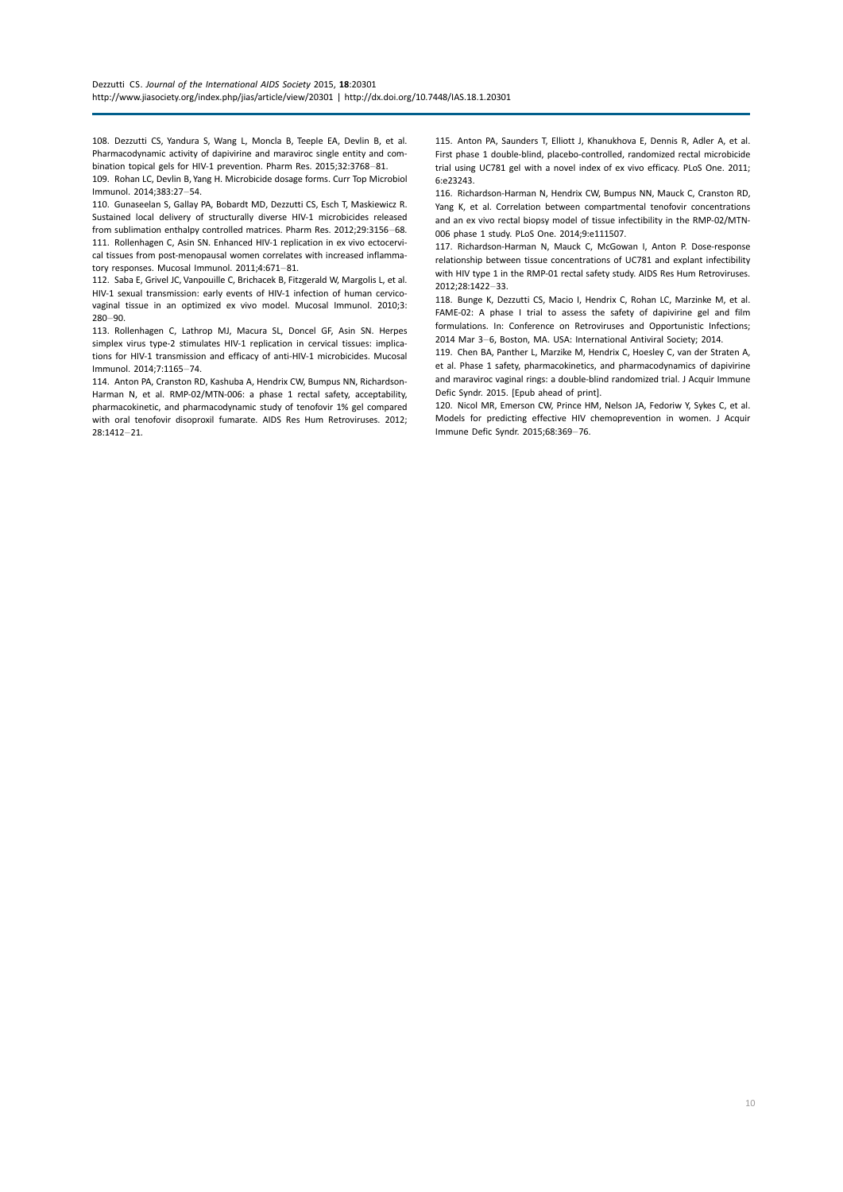108. Dezzutti CS, Yandura S, Wang L, Moncla B, Teeple EA, Devlin B, et al. Pharmacodynamic activity of dapivirine and maraviroc single entity and combination topical gels for HIV-1 prevention. Pharm Res. 2015;32:3768–81.

109. Rohan LC, Devlin B, Yang H. Microbicide dosage forms. Curr Top Microbiol Immunol. 2014;383:27–54.

110. Gunaseelan S, Gallay PA, Bobardt MD, Dezzutti CS, Esch T, Maskiewicz R. Sustained local delivery of structurally diverse HIV-1 microbicides released from sublimation enthalpy controlled matrices. Pharm Res. 2012;29:3156–68.

111. Rollenhagen C, Asin SN. Enhanced HIV-1 replication in ex vivo ectocervical tissues from post-menopausal women correlates with increased inflammatory responses. Mucosal Immunol. 2011;4:671–81.

112. Saba E, Grivel JC, Vanpouille C, Brichacek B, Fitzgerald W, Margolis L, et al. HIV-1 sexual transmission: early events of HIV-1 infection of human cervicovaginal tissue in an optimized ex vivo model. Mucosal Immunol. 2010;3:280–90.

113. Rollenhagen C, Lathrop MJ, Macura SL, Doncel GF, Asin SN. Herpes simplex virus type-2 stimulates HIV-1 replication in cervical tissues: implications for HIV-1 transmission and efficacy of anti-HIV-1 microbicides. Mucosal Immunol. 2014;7:1165–74.

114. Anton PA, Cranston RD, Kashuba A, Hendrix CW, Bumpus NN, Richardson-Harman N, et al. RMP-02/MTN-006: a phase 1 rectal safety, acceptability, pharmacokinetic, and pharmacodynamic study of tenofovir 1% gel compared with oral tenofovir disoproxil fumarate. AIDS Res Hum Retroviruses. 2012;28:1412–21.

115. Anton PA, Saunders T, Elliott J, Khanukhova E, Dennis R, Adler A, et al. First phase 1 double-blind, placebo-controlled, randomized rectal microbicide trial using UC781 gel with a novel index of ex vivo efficacy. PLoS One. 2011;6:e23243.

116. Richardson-Harman N, Hendrix CW, Bumpus NN, Mauck C, Cranston RD, Yang K, et al. Correlation between compartmental tenofovir concentrations and an ex vivo rectal biopsy model of tissue infectibility in the RMP-02/MTN-006 phase 1 study. PLoS One. 2014;9:e111507.

117. Richardson-Harman N, Mauck C, McGowan I, Anton P. Dose-response relationship between tissue concentrations of UC781 and explant infectibility with HIV type 1 in the RMP-01 rectal safety study. AIDS Res Hum Retroviruses. 2012;28:1422–33.

118. Bunge K, Dezzutti CS, Macio I, Hendrix C, Rohan LC, Marzinke M, et al. FAME-02: A phase I trial to assess the safety of dapivirine gel and film formulations. In: Conference on Retroviruses and Opportunistic Infections; 2014 Mar 3–6, Boston, MA. USA: International Antiviral Society; 2014.

119. Chen BA, Panther L, Marzike M, Hendrix C, Hoesley C, van der Straten A, et al. Phase 1 safety, pharmacokinetics, and pharmacodynamics of dapivirine and maraviroc vaginal rings: a double-blind randomized trial. J Acquir Immune Defic Syndr. 2015. [Epub ahead of print].

120. Nicol MR, Emerson CW, Prince HM, Nelson JA, Fedoriw Y, Sykes C, et al. Models for predicting effective HIV chemoprevention in women. J Acquir Immune Defic Syndr. 2015;68:369–76.